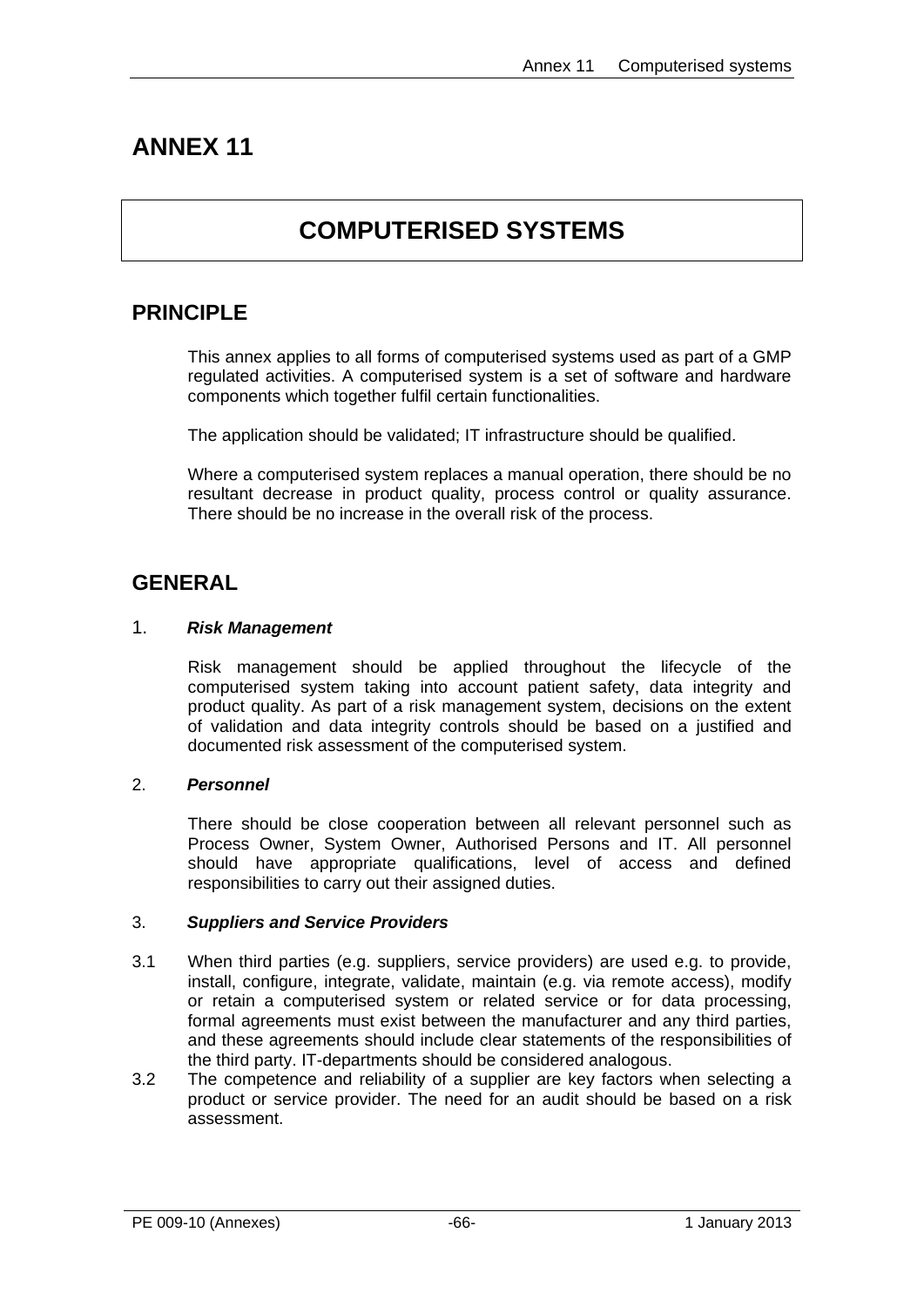# ANNEX 11

# COMPUTERISED SYSTEMS

## PRINCIPLE

This annex applies to all forms of computerised systems used as part of a GMP regulated activities. A computerised system is a set of software and hardware components which together fulfil certain functionalities.

The application should be validated; IT infrastructure should be qualified.

Where a computerised system replaces a manual operation, there should be no resultant decrease in product quality, process control or quality assurance. There should be no increase in the overall risk of the process.

## GENERAL

### 1. *Risk Management*

Risk management should be applied throughout the lifecycle of the computerised system taking into account patient safety, data integrity and product quality. As part of a risk management system, decisions on the extent of validation and data integrity controls should be based on a justified and documented risk assessment of the computerised system.

### 2. *Personnel*

There should be close cooperation between all relevant personnel such as Process Owner, System Owner, Authorised Persons and IT. All personnel should have appropriate qualifications, level of access and defined responsibilities to carry out their assigned duties.

### 3. *Suppliers and Service Providers*

3.1 When third parties (e.g. suppliers, service providers) are used e.g. to provide, install, configure, integrate, validate, maintain (e.g. via remote access), modify or retain a computerised system or related service or for data processing, formal agreements must exist between the manufacturer and any third parties, and these agreements should include clear statements of the responsibilities of the third party. IT-departments should be considered analogous.

3.2 The competence and reliability of a supplier are key factors when selecting a product or service provider. The need for an audit should be based on a risk assessment.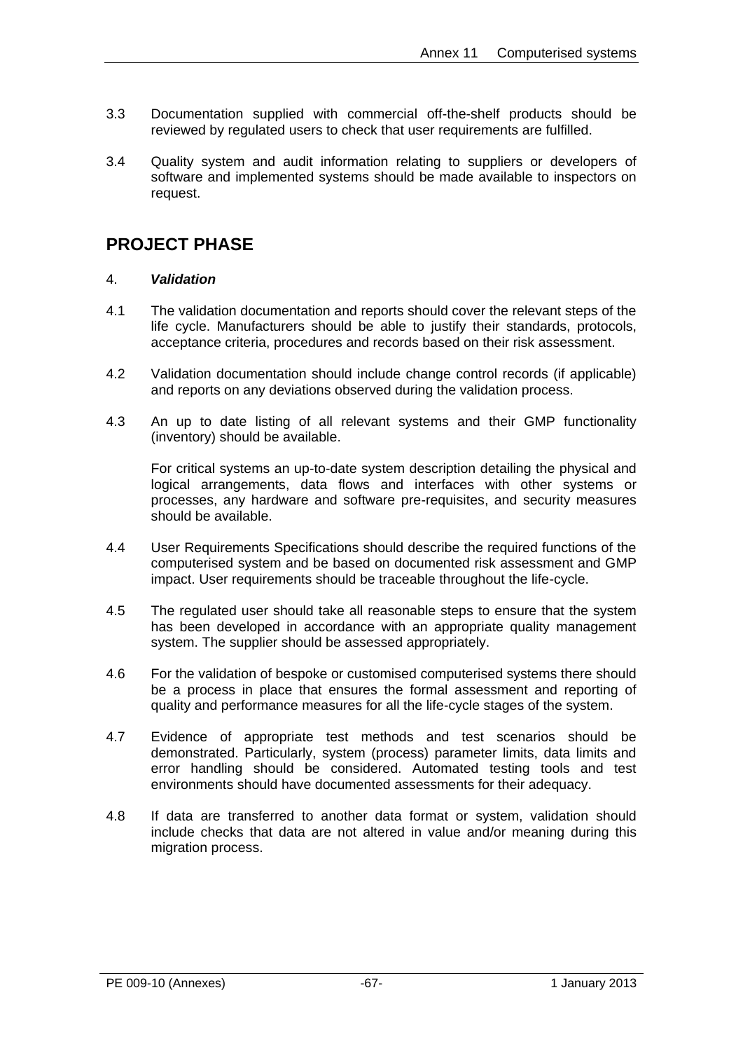3.3 Documentation supplied with commercial off-the-shelf products should be reviewed by regulated users to check that user requirements are fulfilled.

3.4 Quality system and audit information relating to suppliers or developers of software and implemented systems should be made available to inspectors on request.

## PROJECT PHASE

### 4. ***Validation***

4.1 The validation documentation and reports should cover the relevant steps of the life cycle. Manufacturers should be able to justify their standards, protocols, acceptance criteria, procedures and records based on their risk assessment.

4.2 Validation documentation should include change control records (if applicable) and reports on any deviations observed during the validation process.

4.3 An up to date listing of all relevant systems and their GMP functionality (inventory) should be available.

For critical systems an up-to-date system description detailing the physical and logical arrangements, data flows and interfaces with other systems or processes, any hardware and software pre-requisites, and security measures should be available.

4.4 User Requirements Specifications should describe the required functions of the computerised system and be based on documented risk assessment and GMP impact. User requirements should be traceable throughout the life-cycle.

4.5 The regulated user should take all reasonable steps to ensure that the system has been developed in accordance with an appropriate quality management system. The supplier should be assessed appropriately.

4.6 For the validation of bespoke or customised computerised systems there should be a process in place that ensures the formal assessment and reporting of quality and performance measures for all the life-cycle stages of the system.

4.7 Evidence of appropriate test methods and test scenarios should be demonstrated. Particularly, system (process) parameter limits, data limits and error handling should be considered. Automated testing tools and test environments should have documented assessments for their adequacy.

4.8 If data are transferred to another data format or system, validation should include checks that data are not altered in value and/or meaning during this migration process.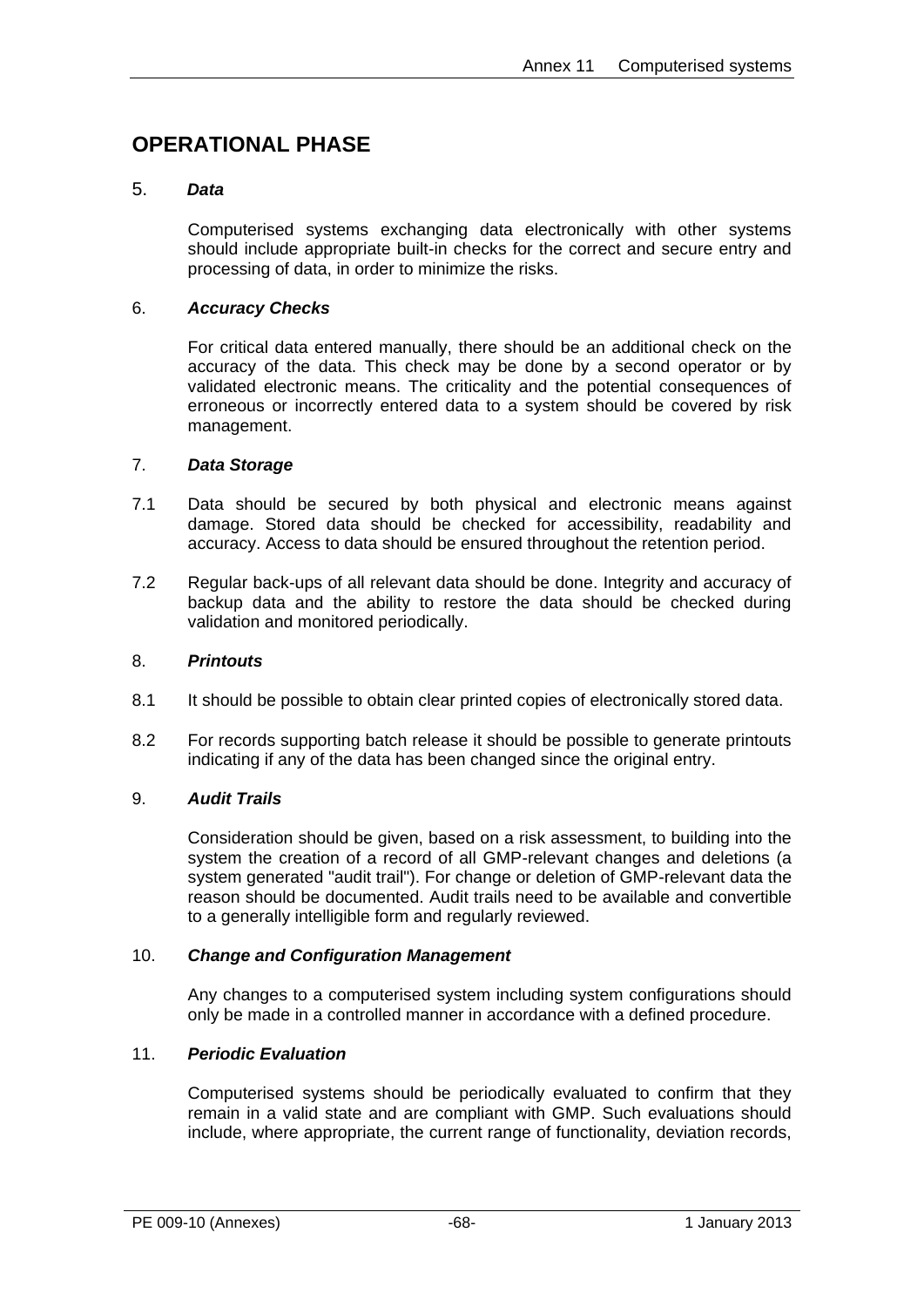## OPERATIONAL PHASE

### 5. *Data*

Computerised systems exchanging data electronically with other systems should include appropriate built-in checks for the correct and secure entry and processing of data, in order to minimize the risks.

### 6. *Accuracy Checks*

For critical data entered manually, there should be an additional check on the accuracy of the data. This check may be done by a second operator or by validated electronic means. The criticality and the potential consequences of erroneous or incorrectly entered data to a system should be covered by risk management.

### 7. *Data Storage*

7.1 Data should be secured by both physical and electronic means against damage. Stored data should be checked for accessibility, readability and accuracy. Access to data should be ensured throughout the retention period.

7.2 Regular back-ups of all relevant data should be done. Integrity and accuracy of backup data and the ability to restore the data should be checked during validation and monitored periodically.

### 8. *Printouts*

8.1 It should be possible to obtain clear printed copies of electronically stored data.

8.2 For records supporting batch release it should be possible to generate printouts indicating if any of the data has been changed since the original entry.

### 9. *Audit Trails*

Consideration should be given, based on a risk assessment, to building into the system the creation of a record of all GMP-relevant changes and deletions (a system generated "audit trail"). For change or deletion of GMP-relevant data the reason should be documented. Audit trails need to be available and convertible to a generally intelligible form and regularly reviewed.

### 10. *Change and Configuration Management*

Any changes to a computerised system including system configurations should only be made in a controlled manner in accordance with a defined procedure.

### 11. *Periodic Evaluation*

Computerised systems should be periodically evaluated to confirm that they remain in a valid state and are compliant with GMP. Such evaluations should include, where appropriate, the current range of functionality, deviation records,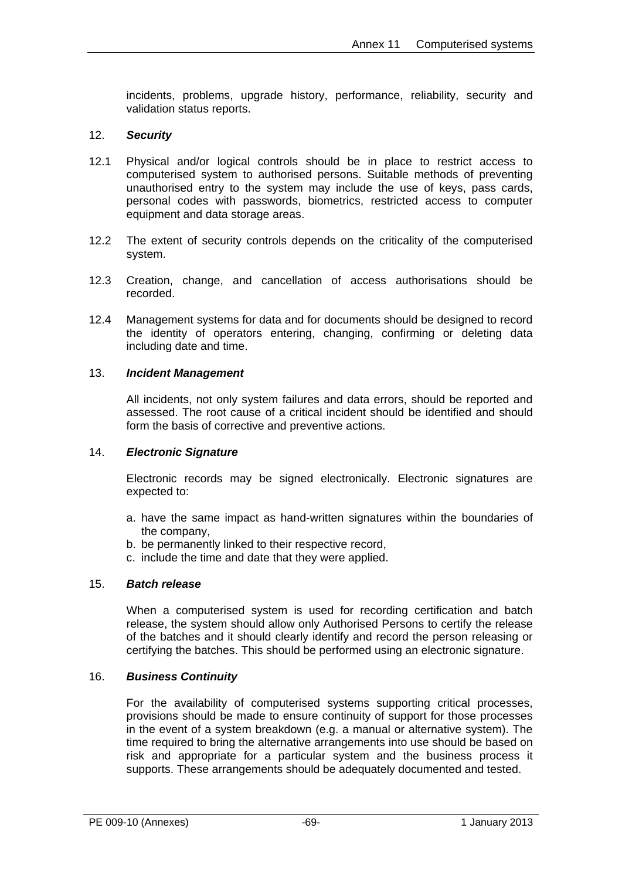incidents, problems, upgrade history, performance, reliability, security and validation status reports.

## 12. *Security*

12.1 Physical and/or logical controls should be in place to restrict access to computerised system to authorised persons. Suitable methods of preventing unauthorised entry to the system may include the use of keys, pass cards, personal codes with passwords, biometrics, restricted access to computer equipment and data storage areas.

12.2 The extent of security controls depends on the criticality of the computerised system.

12.3 Creation, change, and cancellation of access authorisations should be recorded.

12.4 Management systems for data and for documents should be designed to record the identity of operators entering, changing, confirming or deleting data including date and time.

## 13. *Incident Management*

All incidents, not only system failures and data errors, should be reported and assessed. The root cause of a critical incident should be identified and should form the basis of corrective and preventive actions.

## 14. *Electronic Signature*

Electronic records may be signed electronically. Electronic signatures are expected to:

a. have the same impact as hand-written signatures within the boundaries of the company,
b. be permanently linked to their respective record,
c. include the time and date that they were applied.

## 15. *Batch release*

When a computerised system is used for recording certification and batch release, the system should allow only Authorised Persons to certify the release of the batches and it should clearly identify and record the person releasing or certifying the batches. This should be performed using an electronic signature.

## 16. *Business Continuity*

For the availability of computerised systems supporting critical processes, provisions should be made to ensure continuity of support for those processes in the event of a system breakdown (e.g. a manual or alternative system). The time required to bring the alternative arrangements into use should be based on risk and appropriate for a particular system and the business process it supports. These arrangements should be adequately documented and tested.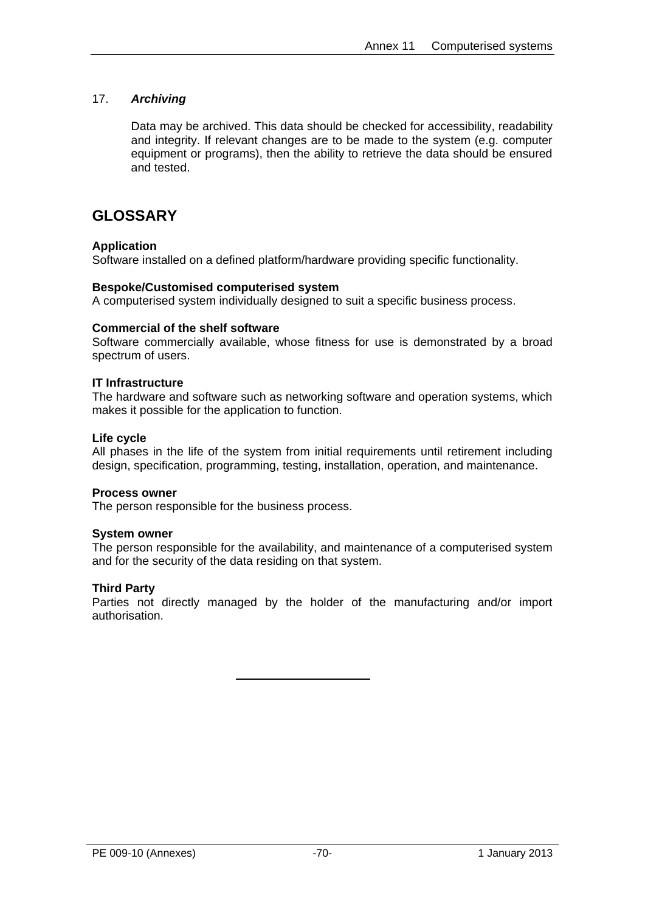17. ***Archiving***

Data may be archived. This data should be checked for accessibility, readability and integrity. If relevant changes are to be made to the system (e.g. computer equipment or programs), then the ability to retrieve the data should be ensured and tested.

## GLOSSARY

**Application**
Software installed on a defined platform/hardware providing specific functionality.

**Bespoke/Customised computerised system**
A computerised system individually designed to suit a specific business process.

**Commercial of the shelf software**
Software commercially available, whose fitness for use is demonstrated by a broad spectrum of users.

**IT Infrastructure**
The hardware and software such as networking software and operation systems, which makes it possible for the application to function.

**Life cycle**
All phases in the life of the system from initial requirements until retirement including design, specification, programming, testing, installation, operation, and maintenance.

**Process owner**
The person responsible for the business process.

**System owner**
The person responsible for the availability, and maintenance of a computerised system and for the security of the data residing on that system.

**Third Party**
Parties not directly managed by the holder of the manufacturing and/or import authorisation.